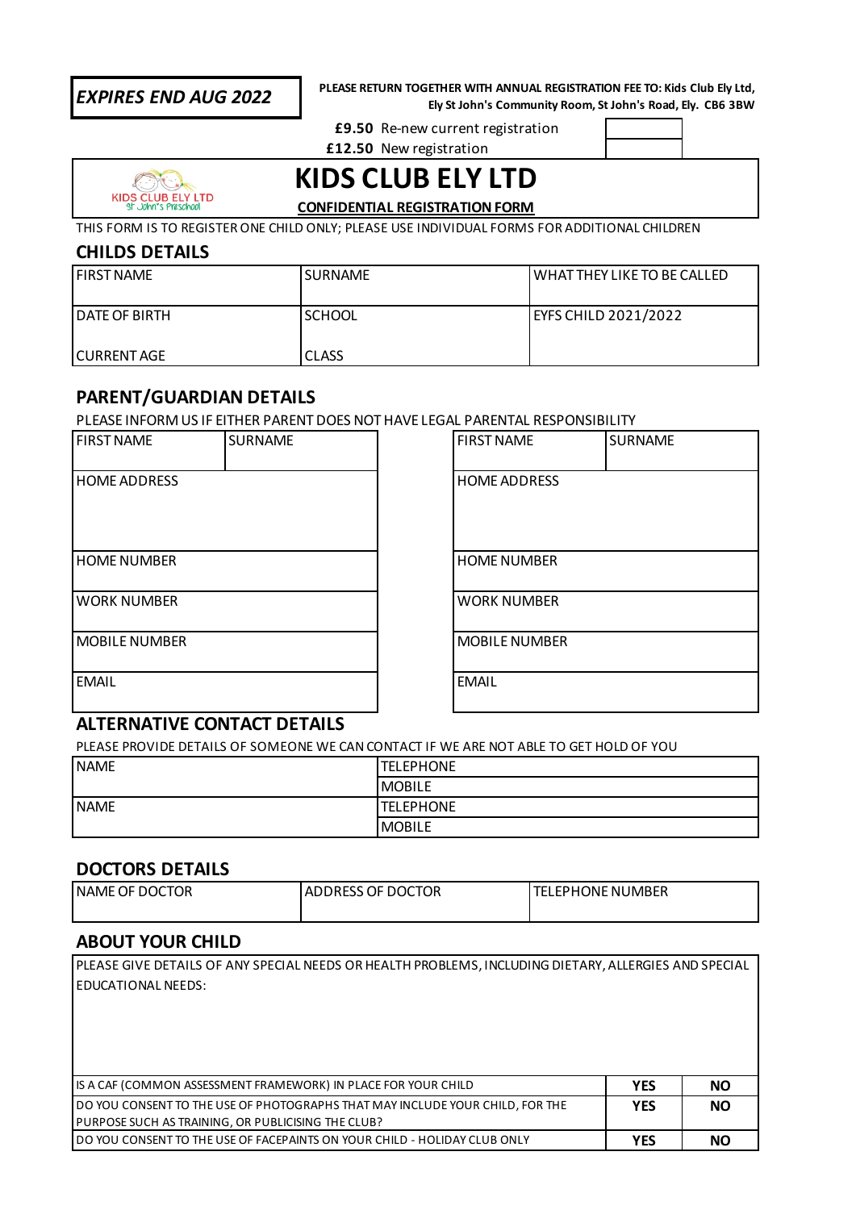**EXPIRES END AUG 2022**

**PLEASE RETURN TOGETHER WITH ANNUAL REGISTRATION FEE TO: Kids Club Ely Ltd, Ely St John's Community Room, St John's Road, Ely. CB6 3BW**

| | |
|---|---|
| **£9.50** Re-new current registration | |
| **£12.50** New registration | |

KIDS CLUB ELY LTD
St John's Preschool

# KIDS CLUB ELY LTD

**CONFIDENTIAL REGISTRATION FORM**

THIS FORM IS TO REGISTER ONE CHILD ONLY; PLEASE USE INDIVIDUAL FORMS FOR ADDITIONAL CHILDREN

## CHILDS DETAILS

| FIRST NAME | SURNAME | WHAT THEY LIKE TO BE CALLED |
|---|---|---|
| DATE OF BIRTH | SCHOOL | EYFS CHILD 2021/2022 |
| CURRENT AGE | CLASS | |

## PARENT/GUARDIAN DETAILS

PLEASE INFORM US IF EITHER PARENT DOES NOT HAVE LEGAL PARENTAL RESPONSIBILITY

| FIRST NAME | SURNAME | FIRST NAME | SURNAME |
|---|---|---|---|
| HOME ADDRESS | | HOME ADDRESS | |
| HOME NUMBER | | HOME NUMBER | |
| WORK NUMBER | | WORK NUMBER | |
| MOBILE NUMBER | | MOBILE NUMBER | |
| EMAIL | | EMAIL | |

## ALTERNATIVE CONTACT DETAILS

PLEASE PROVIDE DETAILS OF SOMEONE WE CAN CONTACT IF WE ARE NOT ABLE TO GET HOLD OF YOU

| NAME | TELEPHONE |
|---|---|
| | MOBILE |
| NAME | TELEPHONE |
| | MOBILE |

## DOCTORS DETAILS

| NAME OF DOCTOR | ADDRESS OF DOCTOR | TELEPHONE NUMBER |
|---|---|---|
| | | |

## ABOUT YOUR CHILD

| PLEASE GIVE DETAILS OF ANY SPECIAL NEEDS OR HEALTH PROBLEMS, INCLUDING DIETARY, ALLERGIES AND SPECIAL EDUCATIONAL NEEDS: | | |
|---|---|---|
| IS A CAF (COMMON ASSESSMENT FRAMEWORK) IN PLACE FOR YOUR CHILD | **YES** | **NO** |
| DO YOU CONSENT TO THE USE OF PHOTOGRAPHS THAT MAY INCLUDE YOUR CHILD, FOR THE PURPOSE SUCH AS TRAINING, OR PUBLICISING THE CLUB? | **YES** | **NO** |
| DO YOU CONSENT TO THE USE OF FACEPAINTS ON YOUR CHILD - HOLIDAY CLUB ONLY | **YES** | **NO** |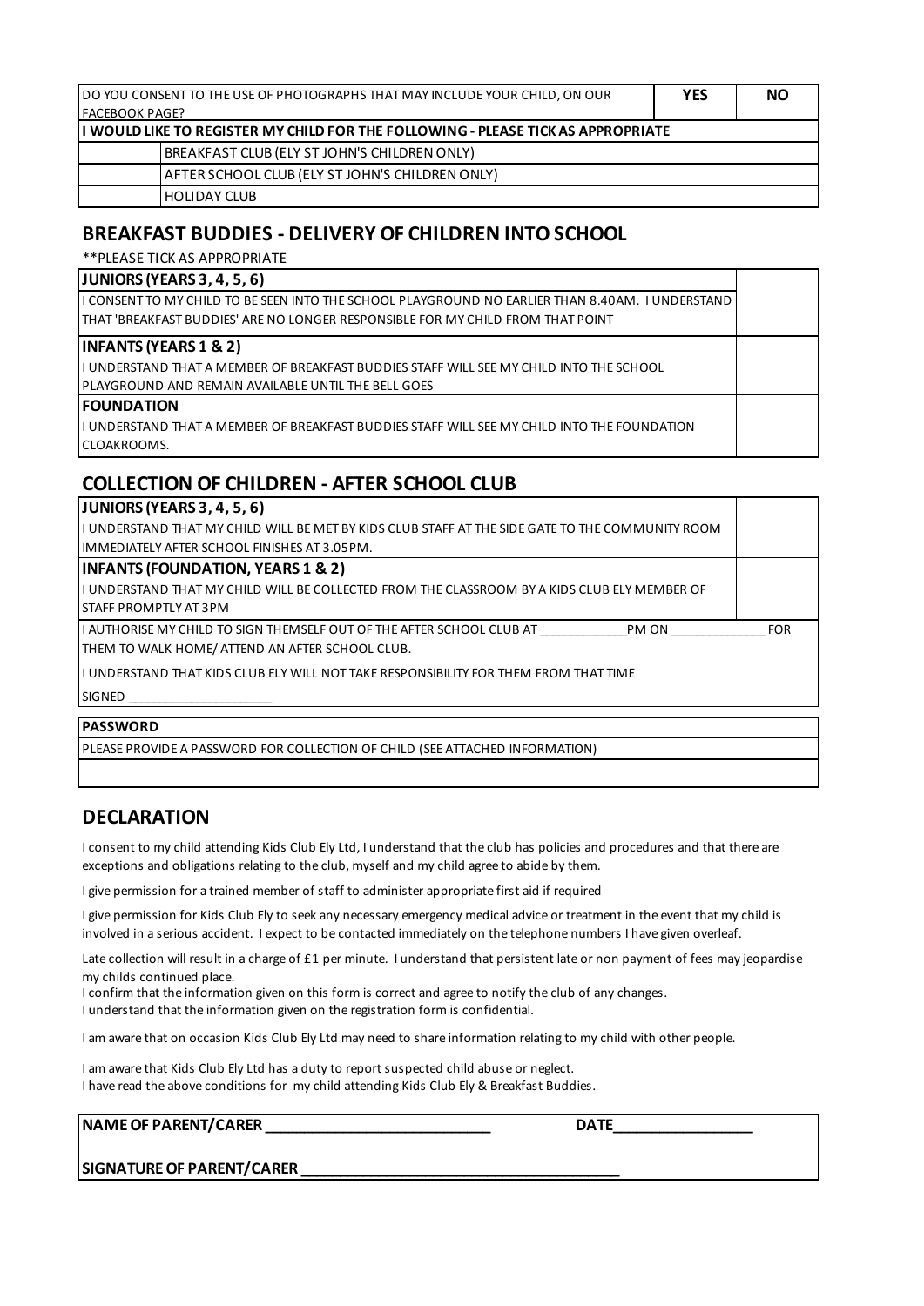| | | |
|---|---|---|
| DO YOU CONSENT TO THE USE OF PHOTOGRAPHS THAT MAY INCLUDE YOUR CHILD, ON OUR FACEBOOK PAGE? | **YES** | **NO** |

| | |
|---|---|
| **I WOULD LIKE TO REGISTER MY CHILD FOR THE FOLLOWING - PLEASE TICK AS APPROPRIATE** | |
| | BREAKFAST CLUB (ELY ST JOHN'S CHILDREN ONLY) |
| | AFTER SCHOOL CLUB (ELY ST JOHN'S CHILDREN ONLY) |
| | HOLIDAY CLUB |

## BREAKFAST BUDDIES - DELIVERY OF CHILDREN INTO SCHOOL

**PLEASE TICK AS APPROPRIATE

| | |
|---|---|
| **JUNIORS (YEARS 3, 4, 5, 6)**<br>I CONSENT TO MY CHILD TO BE SEEN INTO THE SCHOOL PLAYGROUND NO EARLIER THAN 8.40AM. I UNDERSTAND THAT 'BREAKFAST BUDDIES' ARE NO LONGER RESPONSIBLE FOR MY CHILD FROM THAT POINT | |
| **INFANTS (YEARS 1 & 2)**<br>I UNDERSTAND THAT A MEMBER OF BREAKFAST BUDDIES STAFF WILL SEE MY CHILD INTO THE SCHOOL PLAYGROUND AND REMAIN AVAILABLE UNTIL THE BELL GOES | |
| **FOUNDATION**<br>I UNDERSTAND THAT A MEMBER OF BREAKFAST BUDDIES STAFF WILL SEE MY CHILD INTO THE FOUNDATION CLOAKROOMS. | |

## COLLECTION OF CHILDREN - AFTER SCHOOL CLUB

| | |
|---|---|
| **JUNIORS (YEARS 3, 4, 5, 6)**<br>I UNDERSTAND THAT MY CHILD WILL BE MET BY KIDS CLUB STAFF AT THE SIDE GATE TO THE COMMUNITY ROOM IMMEDIATELY AFTER SCHOOL FINISHES AT 3.05PM. | |
| **INFANTS (FOUNDATION, YEARS 1 & 2)**<br>I UNDERSTAND THAT MY CHILD WILL BE COLLECTED FROM THE CLASSROOM BY A KIDS CLUB ELY MEMBER OF STAFF PROMPTLY AT 3PM | |

I AUTHORISE MY CHILD TO SIGN THEMSELF OUT OF THE AFTER SCHOOL CLUB AT ____________PM ON _____________ FOR THEM TO WALK HOME/ ATTEND AN AFTER SCHOOL CLUB.

I UNDERSTAND THAT KIDS CLUB ELY WILL NOT TAKE RESPONSIBILITY FOR THEM FROM THAT TIME

SIGNED ____________________

| |
|---|
| **PASSWORD** |
| PLEASE PROVIDE A PASSWORD FOR COLLECTION OF CHILD (SEE ATTACHED INFORMATION) |
| |

## DECLARATION

I consent to my child attending Kids Club Ely Ltd, I understand that the club has policies and procedures and that there are exceptions and obligations relating to the club, myself and my child agree to abide by them.

I give permission for a trained member of staff to administer appropriate first aid if required

I give permission for Kids Club Ely to seek any necessary emergency medical advice or treatment in the event that my child is involved in a serious accident. I expect to be contacted immediately on the telephone numbers I have given overleaf.

Late collection will result in a charge of £1 per minute. I understand that persistent late or non payment of fees may jeopardise my childs continued place.
I confirm that the information given on this form is correct and agree to notify the club of any changes.
I understand that the information given on the registration form is confidential.

I am aware that on occasion Kids Club Ely Ltd may need to share information relating to my child with other people.

I am aware that Kids Club Ely Ltd has a duty to report suspected child abuse or neglect.
I have read the above conditions for my child attending Kids Club Ely & Breakfast Buddies.

**NAME OF PARENT/CARER** ___________________________ **DATE**________________

**SIGNATURE OF PARENT/CARER** ______________________________________